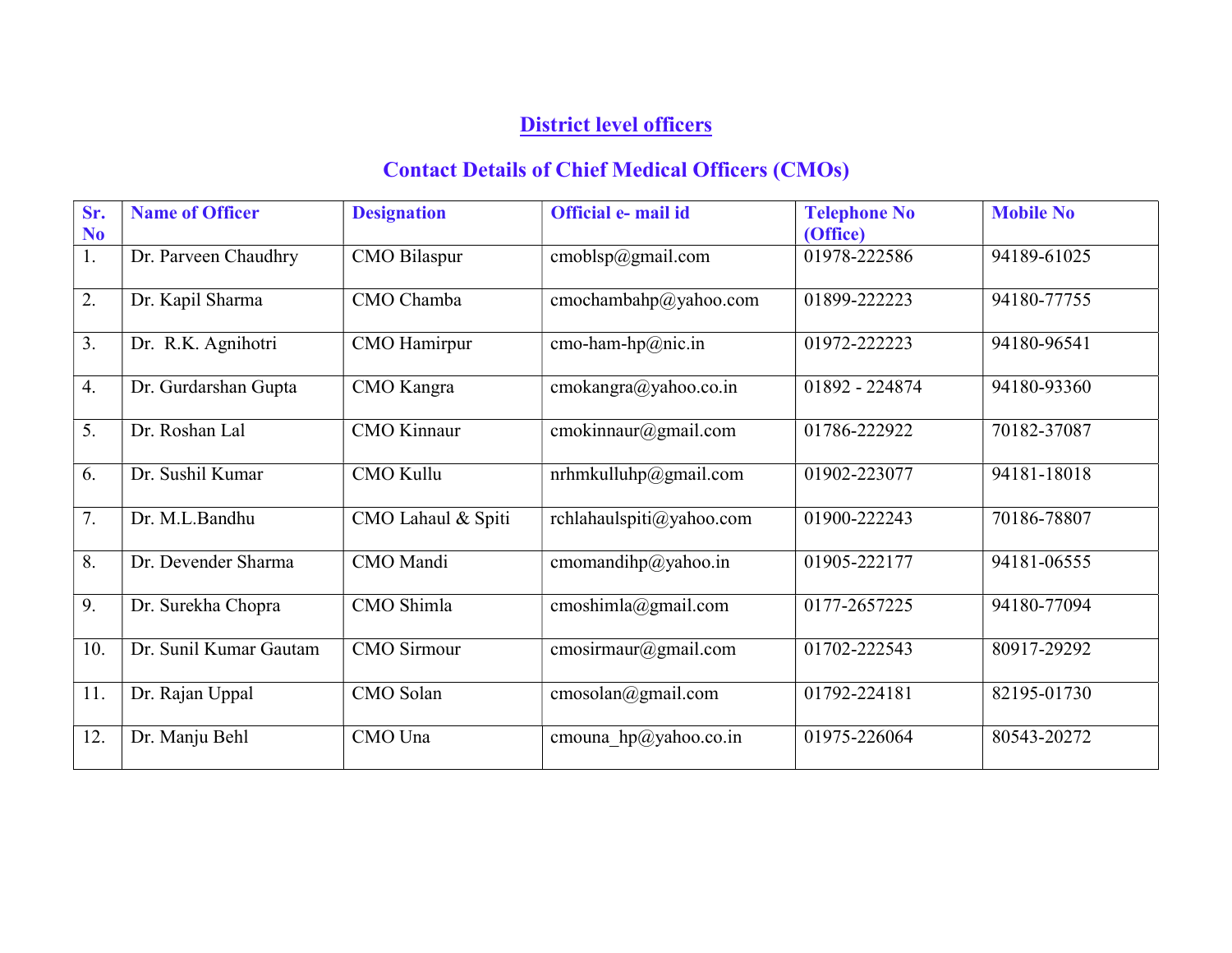# District level officers

## Contact Details of Chief Medical Officers (CMOs)

| Sr. No | Name of Officer | Designation | Official e- mail id | Telephone No (Office) | Mobile No |
|---|---|---|---|---|---|
| 1. | Dr. Parveen Chaudhry | CMO Bilaspur | cmoblsp@gmail.com | 01978-222586 | 94189-61025 |
| 2. | Dr. Kapil Sharma | CMO Chamba | cmochambahp@yahoo.com | 01899-222223 | 94180-77755 |
| 3. | Dr. R.K. Agnihotri | CMO Hamirpur | cmo-ham-hp@nic.in | 01972-222223 | 94180-96541 |
| 4. | Dr. Gurdarshan Gupta | CMO Kangra | cmokangra@yahoo.co.in | 01892 - 224874 | 94180-93360 |
| 5. | Dr. Roshan Lal | CMO Kinnaur | cmokinnaur@gmail.com | 01786-222922 | 70182-37087 |
| 6. | Dr. Sushil Kumar | CMO Kullu | nrhmkulluhp@gmail.com | 01902-223077 | 94181-18018 |
| 7. | Dr. M.L.Bandhu | CMO Lahaul & Spiti | rchlahaulspiti@yahoo.com | 01900-222243 | 70186-78807 |
| 8. | Dr. Devender Sharma | CMO Mandi | cmomandihp@yahoo.in | 01905-222177 | 94181-06555 |
| 9. | Dr. Surekha Chopra | CMO Shimla | cmoshimla@gmail.com | 0177-2657225 | 94180-77094 |
| 10. | Dr. Sunil Kumar Gautam | CMO Sirmour | cmosirmaur@gmail.com | 01702-222543 | 80917-29292 |
| 11. | Dr. Rajan Uppal | CMO Solan | cmosolan@gmail.com | 01792-224181 | 82195-01730 |
| 12. | Dr. Manju Behl | CMO Una | cmouna_hp@yahoo.co.in | 01975-226064 | 80543-20272 |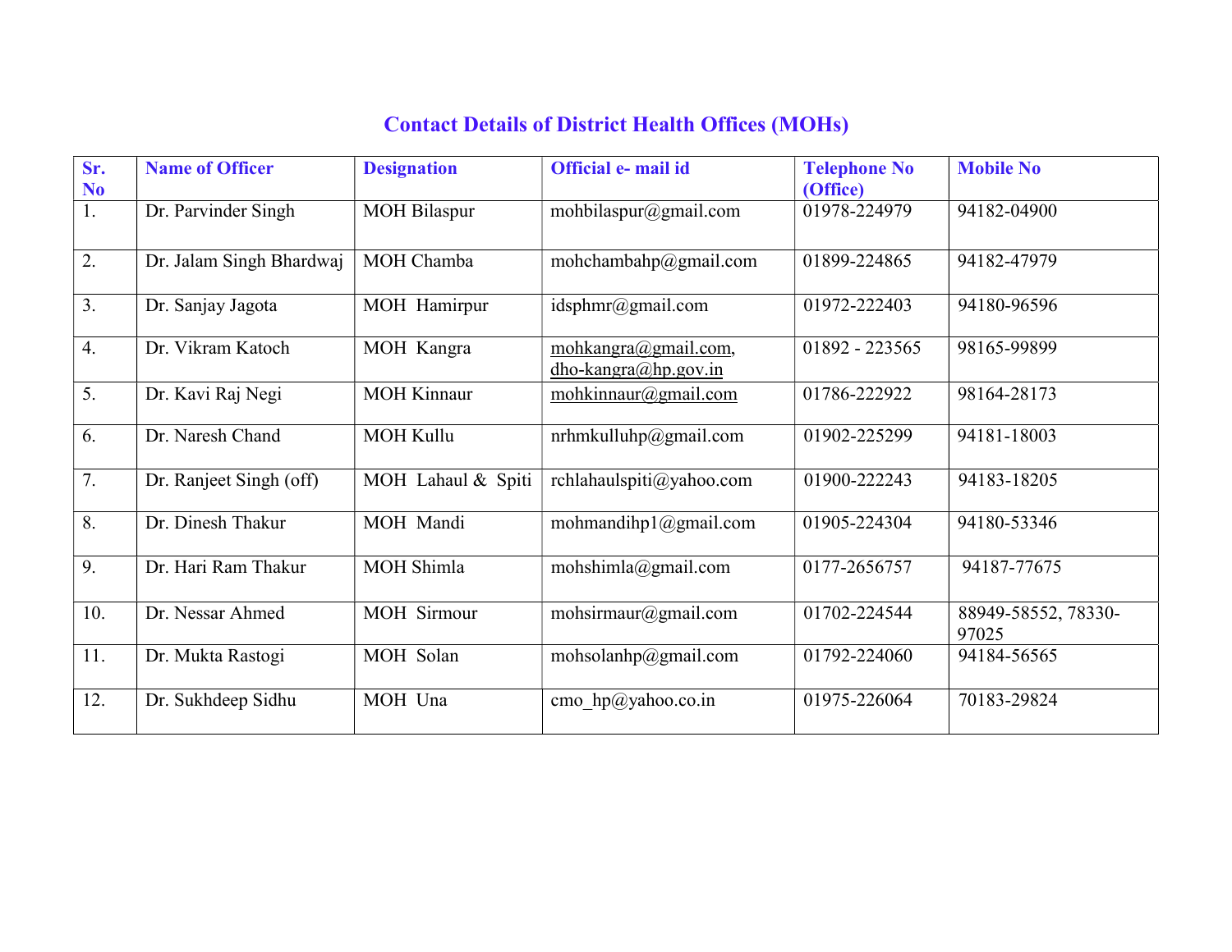## Contact Details of District Health Offices (MOHs)

| Sr. No | Name of Officer | Designation | Official e- mail id | Telephone No (Office) | Mobile No |
|---|---|---|---|---|---|
| 1. | Dr. Parvinder Singh | MOH Bilaspur | mohbilaspur@gmail.com | 01978-224979 | 94182-04900 |
| 2. | Dr. Jalam Singh Bhardwaj | MOH Chamba | mohchambahp@gmail.com | 01899-224865 | 94182-47979 |
| 3. | Dr. Sanjay Jagota | MOH Hamirpur | idsphmr@gmail.com | 01972-222403 | 94180-96596 |
| 4. | Dr. Vikram Katoch | MOH Kangra | mohkangra@gmail.com, dho-kangra@hp.gov.in | 01892 - 223565 | 98165-99899 |
| 5. | Dr. Kavi Raj Negi | MOH Kinnaur | mohkinnaur@gmail.com | 01786-222922 | 98164-28173 |
| 6. | Dr. Naresh Chand | MOH Kullu | nrhmkulluhp@gmail.com | 01902-225299 | 94181-18003 |
| 7. | Dr. Ranjeet Singh (off) | MOH Lahaul & Spiti | rchlahaulspiti@yahoo.com | 01900-222243 | 94183-18205 |
| 8. | Dr. Dinesh Thakur | MOH Mandi | mohmandihp1@gmail.com | 01905-224304 | 94180-53346 |
| 9. | Dr. Hari Ram Thakur | MOH Shimla | mohshimla@gmail.com | 0177-2656757 | 94187-77675 |
| 10. | Dr. Nessar Ahmed | MOH Sirmour | mohsirmaur@gmail.com | 01702-224544 | 88949-58552, 78330-97025 |
| 11. | Dr. Mukta Rastogi | MOH Solan | mohsolanhp@gmail.com | 01792-224060 | 94184-56565 |
| 12. | Dr. Sukhdeep Sidhu | MOH Una | cmo_hp@yahoo.co.in | 01975-226064 | 70183-29824 |